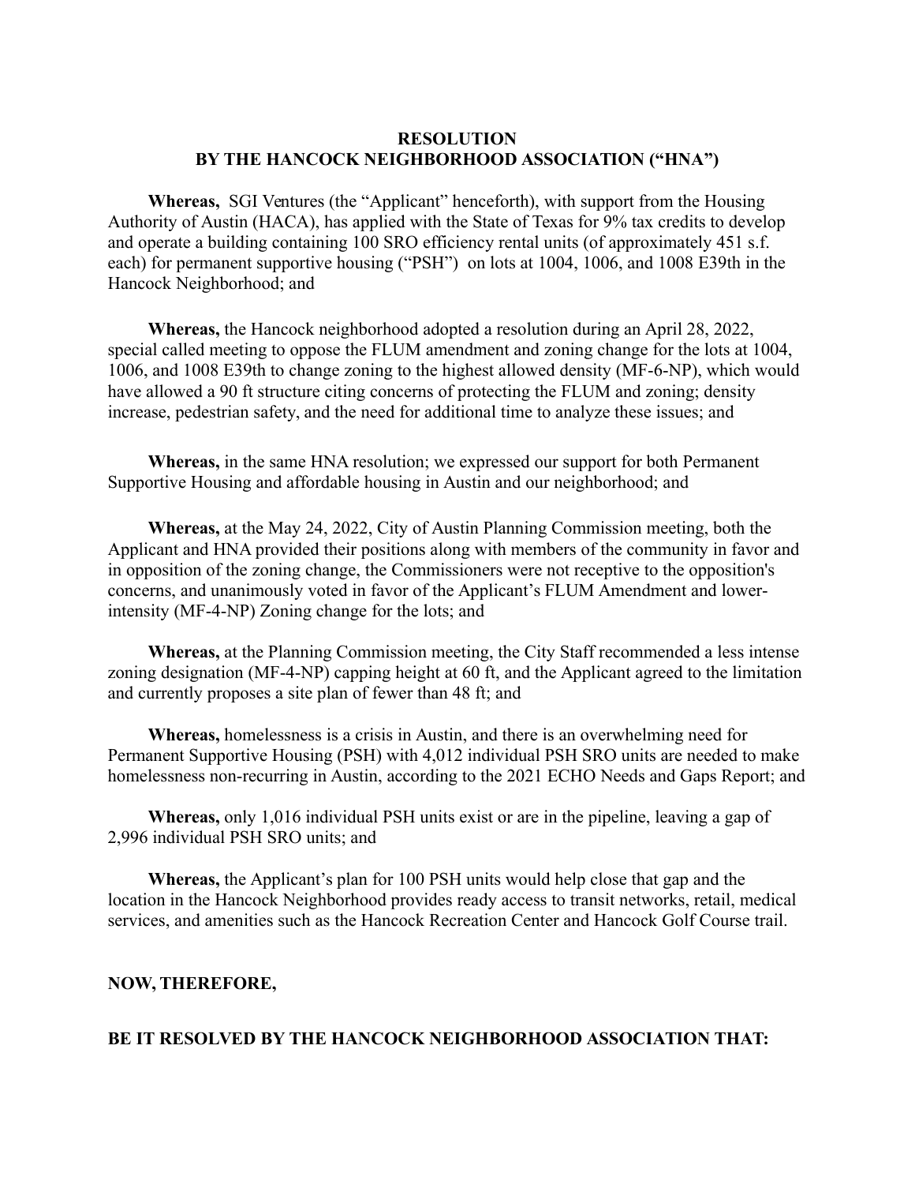# RESOLUTION
# BY THE HANCOCK NEIGHBORHOOD ASSOCIATION ("HNA")

**Whereas,** SGI Ventures (the "Applicant" henceforth), with support from the Housing Authority of Austin (HACA), has applied with the State of Texas for 9% tax credits to develop and operate a building containing 100 SRO efficiency rental units (of approximately 451 s.f. each) for permanent supportive housing ("PSH") on lots at 1004, 1006, and 1008 E39th in the Hancock Neighborhood; and

**Whereas,** the Hancock neighborhood adopted a resolution during an April 28, 2022, special called meeting to oppose the FLUM amendment and zoning change for the lots at 1004, 1006, and 1008 E39th to change zoning to the highest allowed density (MF-6-NP), which would have allowed a 90 ft structure citing concerns of protecting the FLUM and zoning; density increase, pedestrian safety, and the need for additional time to analyze these issues; and

**Whereas,** in the same HNA resolution; we expressed our support for both Permanent Supportive Housing and affordable housing in Austin and our neighborhood; and

**Whereas,** at the May 24, 2022, City of Austin Planning Commission meeting, both the Applicant and HNA provided their positions along with members of the community in favor and in opposition of the zoning change, the Commissioners were not receptive to the opposition's concerns, and unanimously voted in favor of the Applicant's FLUM Amendment and lower-intensity (MF-4-NP) Zoning change for the lots; and

**Whereas,** at the Planning Commission meeting, the City Staff recommended a less intense zoning designation (MF-4-NP) capping height at 60 ft, and the Applicant agreed to the limitation and currently proposes a site plan of fewer than 48 ft; and

**Whereas,** homelessness is a crisis in Austin, and there is an overwhelming need for Permanent Supportive Housing (PSH) with 4,012 individual PSH SRO units are needed to make homelessness non-recurring in Austin, according to the 2021 ECHO Needs and Gaps Report; and

**Whereas,** only 1,016 individual PSH units exist or are in the pipeline, leaving a gap of 2,996 individual PSH SRO units; and

**Whereas,** the Applicant's plan for 100 PSH units would help close that gap and the location in the Hancock Neighborhood provides ready access to transit networks, retail, medical services, and amenities such as the Hancock Recreation Center and Hancock Golf Course trail.

**NOW, THEREFORE,**

**BE IT RESOLVED BY THE HANCOCK NEIGHBORHOOD ASSOCIATION THAT:**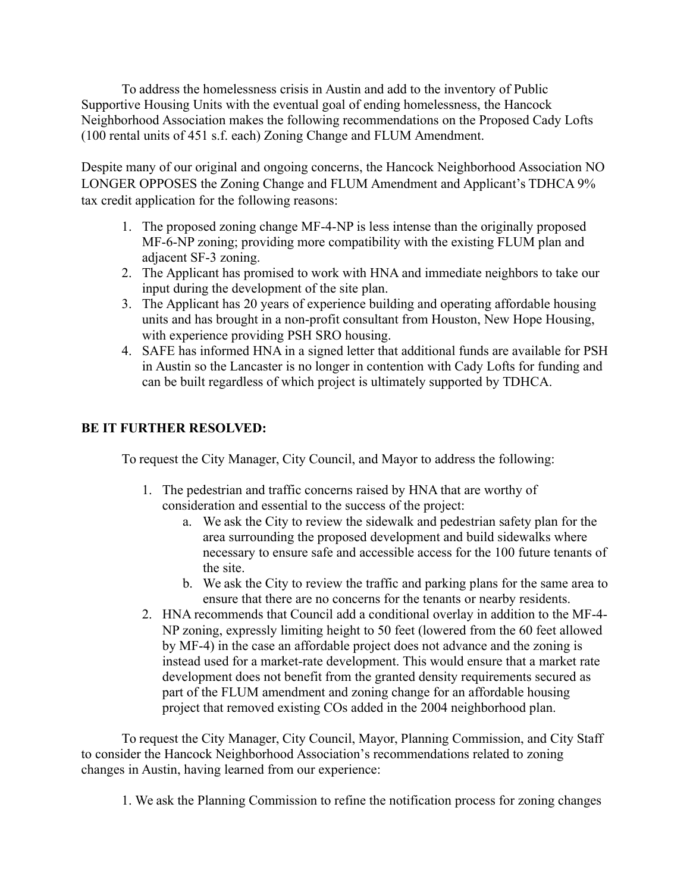To address the homelessness crisis in Austin and add to the inventory of Public Supportive Housing Units with the eventual goal of ending homelessness, the Hancock Neighborhood Association makes the following recommendations on the Proposed Cady Lofts (100 rental units of 451 s.f. each) Zoning Change and FLUM Amendment.

Despite many of our original and ongoing concerns, the Hancock Neighborhood Association NO LONGER OPPOSES the Zoning Change and FLUM Amendment and Applicant's TDHCA 9% tax credit application for the following reasons:

1. The proposed zoning change MF-4-NP is less intense than the originally proposed MF-6-NP zoning; providing more compatibility with the existing FLUM plan and adjacent SF-3 zoning.
2. The Applicant has promised to work with HNA and immediate neighbors to take our input during the development of the site plan.
3. The Applicant has 20 years of experience building and operating affordable housing units and has brought in a non-profit consultant from Houston, New Hope Housing, with experience providing PSH SRO housing.
4. SAFE has informed HNA in a signed letter that additional funds are available for PSH in Austin so the Lancaster is no longer in contention with Cady Lofts for funding and can be built regardless of which project is ultimately supported by TDHCA.

**BE IT FURTHER RESOLVED:**

To request the City Manager, City Council, and Mayor to address the following:

1. The pedestrian and traffic concerns raised by HNA that are worthy of consideration and essential to the success of the project:
    a. We ask the City to review the sidewalk and pedestrian safety plan for the area surrounding the proposed development and build sidewalks where necessary to ensure safe and accessible access for the 100 future tenants of the site.
    b. We ask the City to review the traffic and parking plans for the same area to ensure that there are no concerns for the tenants or nearby residents.
2. HNA recommends that Council add a conditional overlay in addition to the MF-4-NP zoning, expressly limiting height to 50 feet (lowered from the 60 feet allowed by MF-4) in the case an affordable project does not advance and the zoning is instead used for a market-rate development. This would ensure that a market rate development does not benefit from the granted density requirements secured as part of the FLUM amendment and zoning change for an affordable housing project that removed existing COs added in the 2004 neighborhood plan.

To request the City Manager, City Council, Mayor, Planning Commission, and City Staff to consider the Hancock Neighborhood Association's recommendations related to zoning changes in Austin, having learned from our experience:

1. We ask the Planning Commission to refine the notification process for zoning changes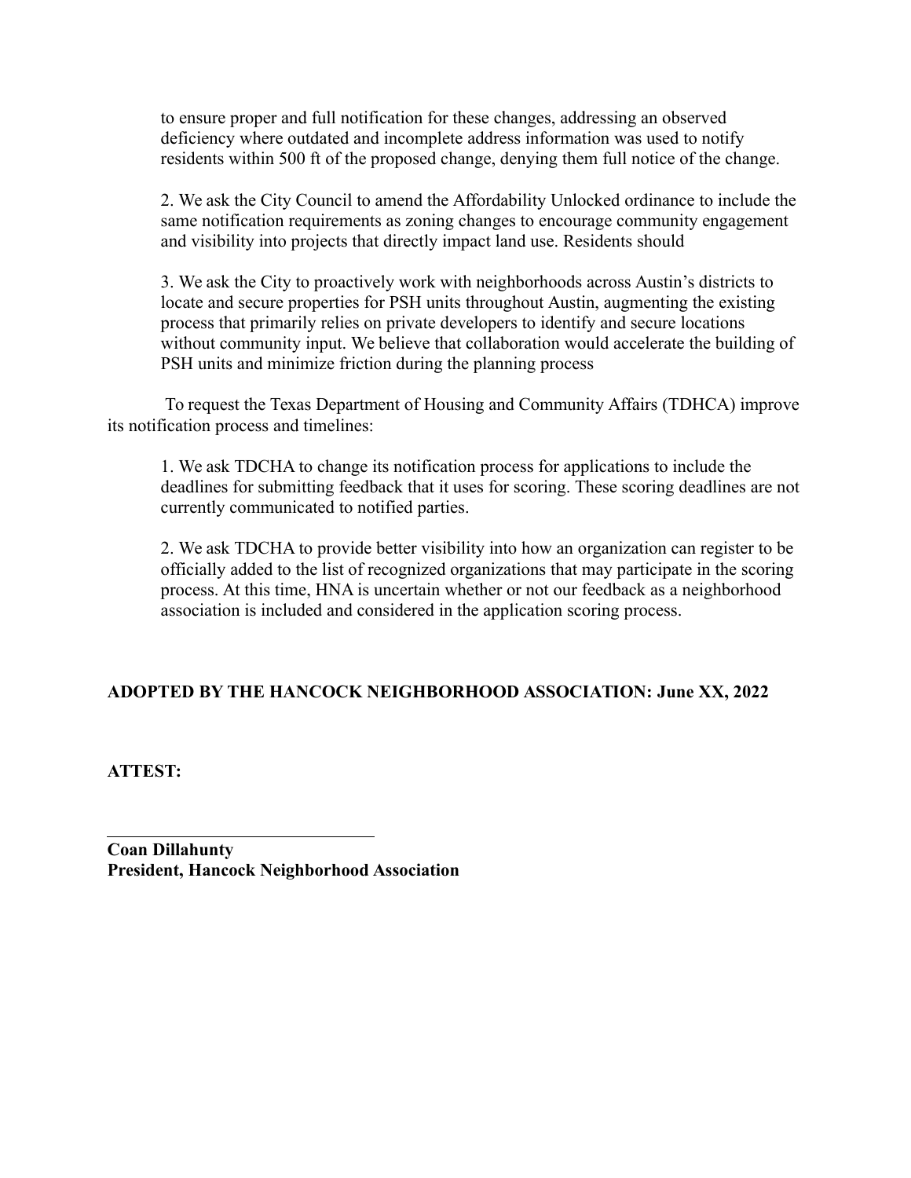to ensure proper and full notification for these changes, addressing an observed deficiency where outdated and incomplete address information was used to notify residents within 500 ft of the proposed change, denying them full notice of the change.

2. We ask the City Council to amend the Affordability Unlocked ordinance to include the same notification requirements as zoning changes to encourage community engagement and visibility into projects that directly impact land use. Residents should

3. We ask the City to proactively work with neighborhoods across Austin's districts to locate and secure properties for PSH units throughout Austin, augmenting the existing process that primarily relies on private developers to identify and secure locations without community input. We believe that collaboration would accelerate the building of PSH units and minimize friction during the planning process

To request the Texas Department of Housing and Community Affairs (TDHCA) improve its notification process and timelines:

1. We ask TDCHA to change its notification process for applications to include the deadlines for submitting feedback that it uses for scoring. These scoring deadlines are not currently communicated to notified parties.

2. We ask TDCHA to provide better visibility into how an organization can register to be officially added to the list of recognized organizations that may participate in the scoring process. At this time, HNA is uncertain whether or not our feedback as a neighborhood association is included and considered in the application scoring process.

**ADOPTED BY THE HANCOCK NEIGHBORHOOD ASSOCIATION: June XX, 2022**

**ATTEST:**

________________________________

**Coan Dillahunty**
**President, Hancock Neighborhood Association**